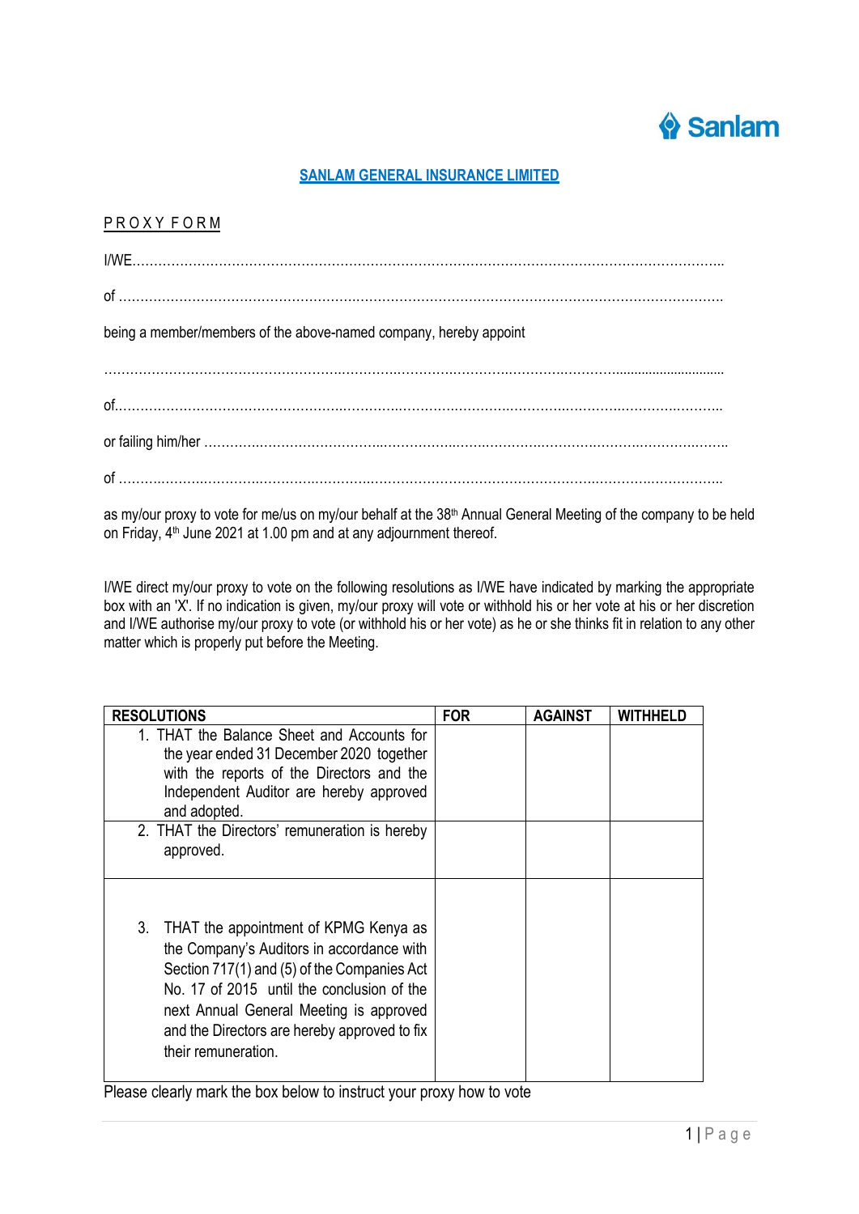Sanlam

## SANLAM GENERAL INSURANCE LIMITED

PROXY FORM

I/WE………………………………………………………………………………………………………………………..

of …………………………………………………………………………………………………………………………

being a member/members of the above-named company, hereby appoint

…………………………………………………………………………………………………………………………

of…………………………………………………………………………………………………………………………

or failing him/her …………………………………………………………………………………………………………

of …………………………………………………………………………………………………………………………

as my/our proxy to vote for me/us on my/our behalf at the 38th Annual General Meeting of the company to be held on Friday, 4th June 2021 at 1.00 pm and at any adjournment thereof.

I/WE direct my/our proxy to vote on the following resolutions as I/WE have indicated by marking the appropriate box with an 'X'. If no indication is given, my/our proxy will vote or withhold his or her vote at his or her discretion and I/WE authorise my/our proxy to vote (or withhold his or her vote) as he or she thinks fit in relation to any other matter which is properly put before the Meeting.

| RESOLUTIONS | FOR | AGAINST | WITHHELD |
|---|---|---|---|
| 1. THAT the Balance Sheet and Accounts for the year ended 31 December 2020 together with the reports of the Directors and the Independent Auditor are hereby approved and adopted. | | | |
| 2. THAT the Directors' remuneration is hereby approved. | | | |
| 3. THAT the appointment of KPMG Kenya as the Company's Auditors in accordance with Section 717(1) and (5) of the Companies Act No. 17 of 2015 until the conclusion of the next Annual General Meeting is approved and the Directors are hereby approved to fix their remuneration. | | | |

Please clearly mark the box below to instruct your proxy how to vote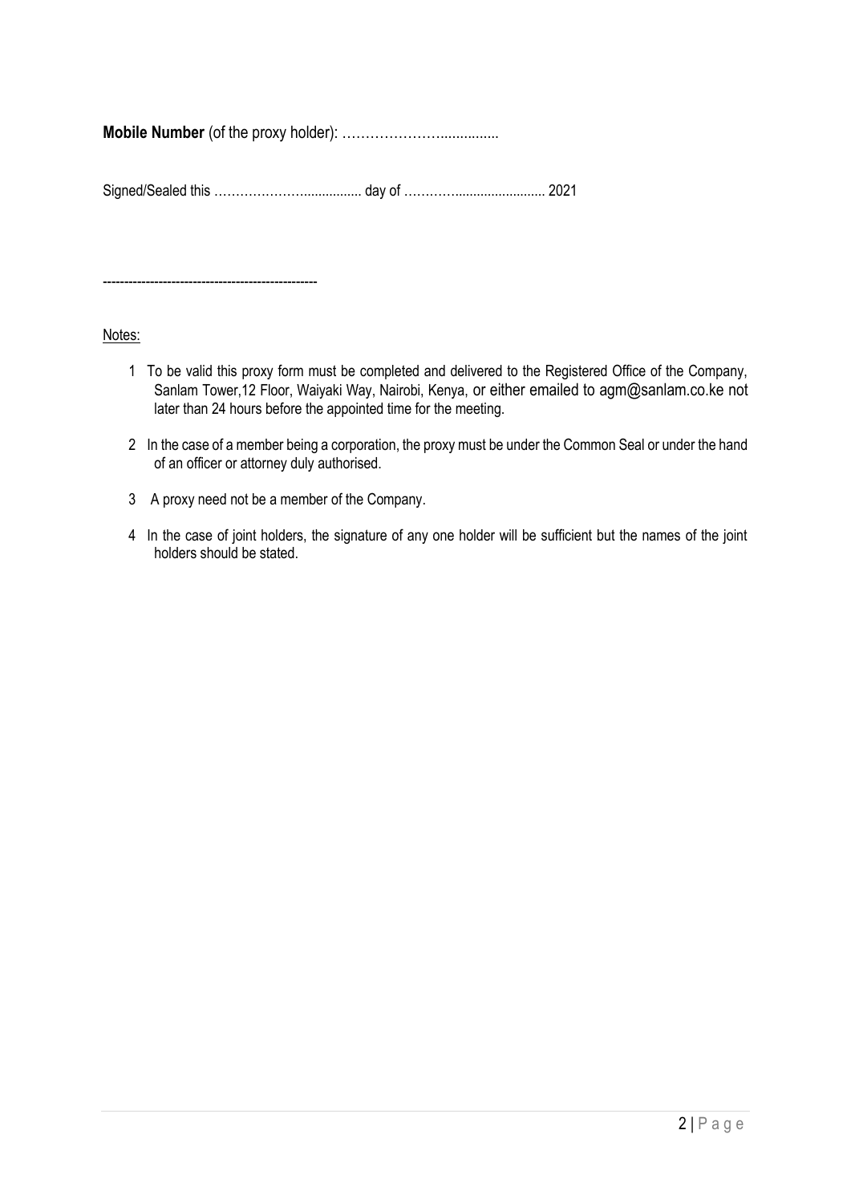**Mobile Number** (of the proxy holder): …………………...............

Signed/Sealed this …………………................ day of …………......................... 2021

--------------------------------------------------

Notes:

1. To be valid this proxy form must be completed and delivered to the Registered Office of the Company, Sanlam Tower,12 Floor, Waiyaki Way, Nairobi, Kenya, or either emailed to agm@sanlam.co.ke not later than 24 hours before the appointed time for the meeting.

2. In the case of a member being a corporation, the proxy must be under the Common Seal or under the hand of an officer or attorney duly authorised.

3. A proxy need not be a member of the Company.

4. In the case of joint holders, the signature of any one holder will be sufficient but the names of the joint holders should be stated.